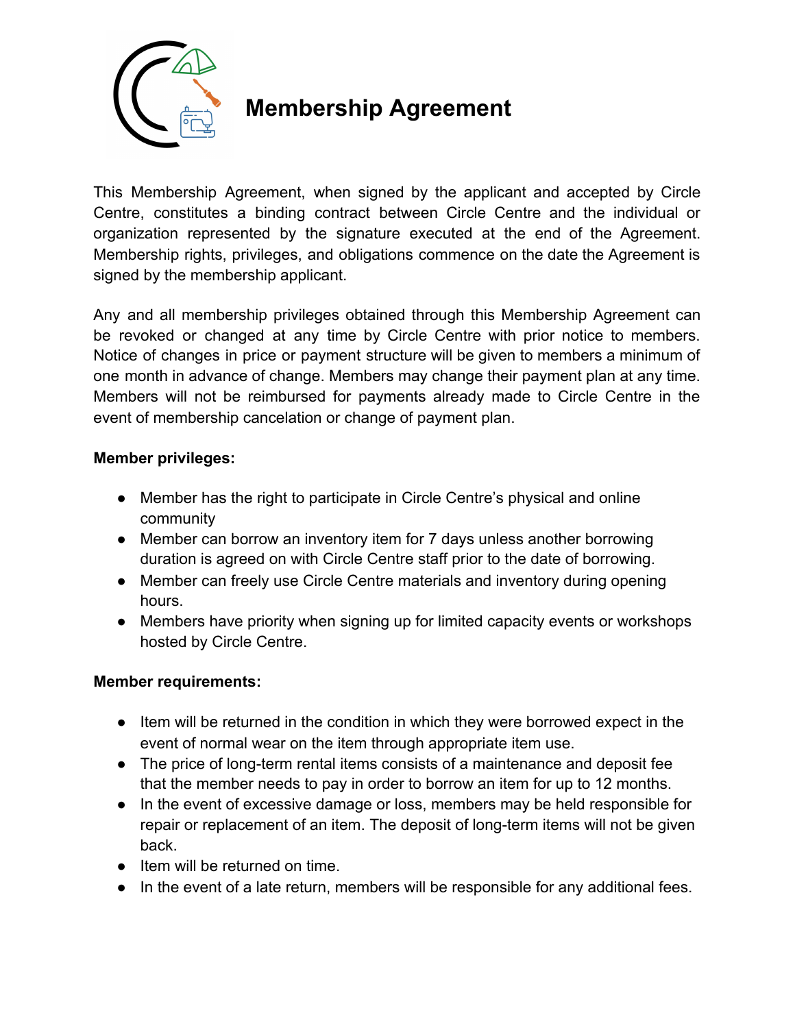# Membership Agreement

This Membership Agreement, when signed by the applicant and accepted by Circle Centre, constitutes a binding contract between Circle Centre and the individual or organization represented by the signature executed at the end of the Agreement. Membership rights, privileges, and obligations commence on the date the Agreement is signed by the membership applicant.

Any and all membership privileges obtained through this Membership Agreement can be revoked or changed at any time by Circle Centre with prior notice to members. Notice of changes in price or payment structure will be given to members a minimum of one month in advance of change. Members may change their payment plan at any time. Members will not be reimbursed for payments already made to Circle Centre in the event of membership cancelation or change of payment plan.

**Member privileges:**

- Member has the right to participate in Circle Centre's physical and online community
- Member can borrow an inventory item for 7 days unless another borrowing duration is agreed on with Circle Centre staff prior to the date of borrowing.
- Member can freely use Circle Centre materials and inventory during opening hours.
- Members have priority when signing up for limited capacity events or workshops hosted by Circle Centre.

**Member requirements:**

- Item will be returned in the condition in which they were borrowed expect in the event of normal wear on the item through appropriate item use.
- The price of long-term rental items consists of a maintenance and deposit fee that the member needs to pay in order to borrow an item for up to 12 months.
- In the event of excessive damage or loss, members may be held responsible for repair or replacement of an item. The deposit of long-term items will not be given back.
- Item will be returned on time.
- In the event of a late return, members will be responsible for any additional fees.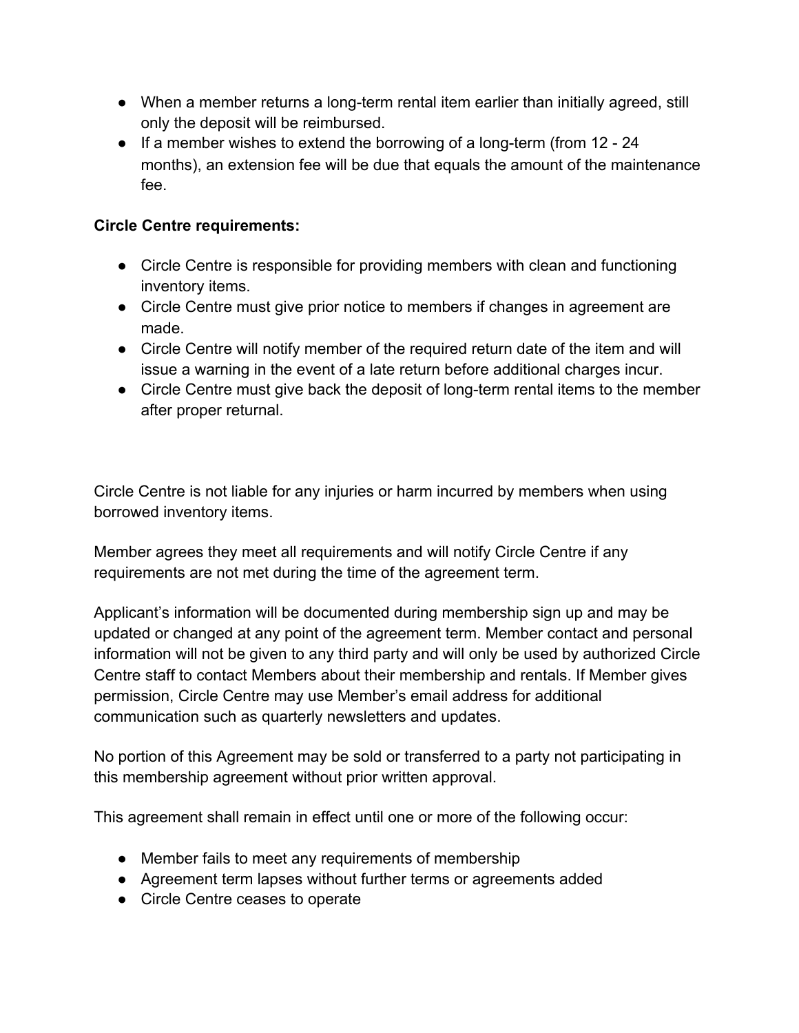- When a member returns a long-term rental item earlier than initially agreed, still only the deposit will be reimbursed.
- If a member wishes to extend the borrowing of a long-term (from 12 - 24 months), an extension fee will be due that equals the amount of the maintenance fee.

**Circle Centre requirements:**

- Circle Centre is responsible for providing members with clean and functioning inventory items.
- Circle Centre must give prior notice to members if changes in agreement are made.
- Circle Centre will notify member of the required return date of the item and will issue a warning in the event of a late return before additional charges incur.
- Circle Centre must give back the deposit of long-term rental items to the member after proper returnal.

Circle Centre is not liable for any injuries or harm incurred by members when using borrowed inventory items.

Member agrees they meet all requirements and will notify Circle Centre if any requirements are not met during the time of the agreement term.

Applicant's information will be documented during membership sign up and may be updated or changed at any point of the agreement term. Member contact and personal information will not be given to any third party and will only be used by authorized Circle Centre staff to contact Members about their membership and rentals. If Member gives permission, Circle Centre may use Member's email address for additional communication such as quarterly newsletters and updates.

No portion of this Agreement may be sold or transferred to a party not participating in this membership agreement without prior written approval.

This agreement shall remain in effect until one or more of the following occur:

- Member fails to meet any requirements of membership
- Agreement term lapses without further terms or agreements added
- Circle Centre ceases to operate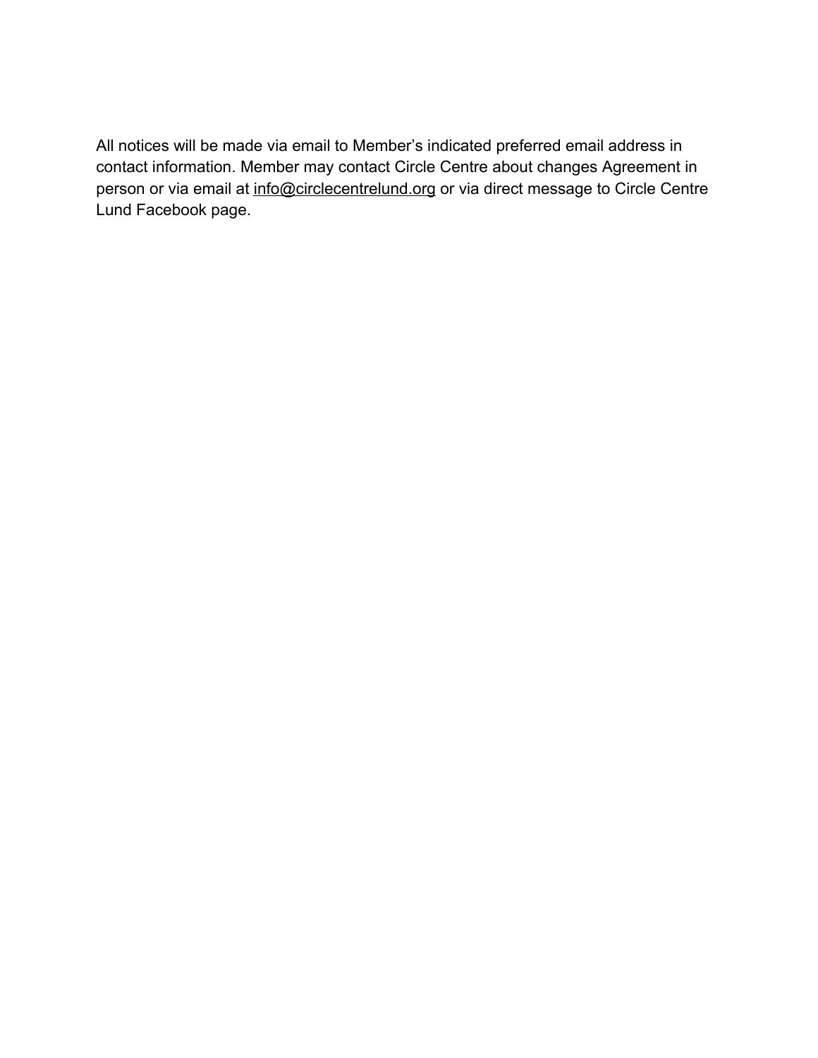All notices will be made via email to Member's indicated preferred email address in contact information. Member may contact Circle Centre about changes Agreement in person or via email at info@circlecentrelund.org or via direct message to Circle Centre Lund Facebook page.